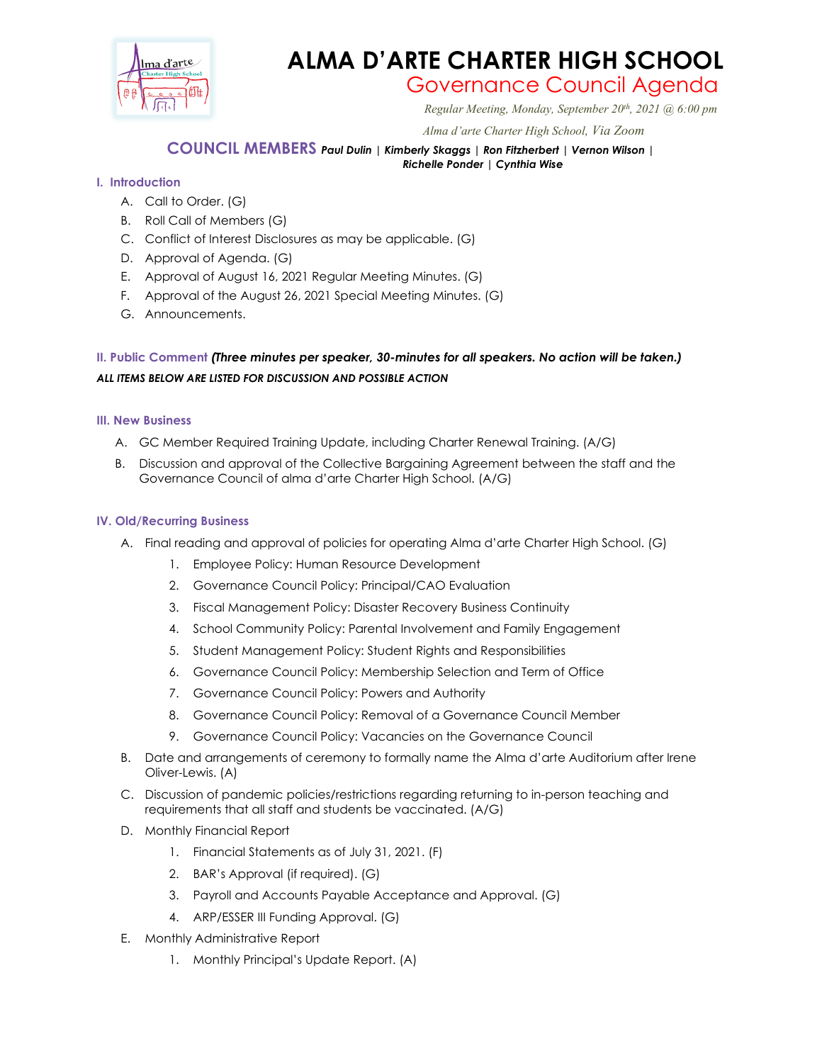# ALMA D'ARTE CHARTER HIGH SCHOOL

## Governance Council Agenda

*Regular Meeting, Monday, September 20th, 2021 @ 6:00 pm*

*Alma d'arte Charter High School, Via Zoom*

**COUNCIL MEMBERS** ***Paul Dulin | Kimberly Skaggs | Ron Fitzherbert | Vernon Wilson | Richelle Ponder | Cynthia Wise***

### I. Introduction

A. Call to Order. (G)

B. Roll Call of Members (G)

C. Conflict of Interest Disclosures as may be applicable. (G)

D. Approval of Agenda. (G)

E. Approval of August 16, 2021 Regular Meeting Minutes. (G)

F. Approval of the August 26, 2021 Special Meeting Minutes. (G)

G. Announcements.

### II. Public Comment ***(Three minutes per speaker, 30-minutes for all speakers. No action will be taken.)***

***ALL ITEMS BELOW ARE LISTED FOR DISCUSSION AND POSSIBLE ACTION***

### III. New Business

A. GC Member Required Training Update, including Charter Renewal Training. (A/G)

B. Discussion and approval of the Collective Bargaining Agreement between the staff and the Governance Council of alma d'arte Charter High School. (A/G)

### IV. Old/Recurring Business

A. Final reading and approval of policies for operating Alma d'arte Charter High School. (G)

1. Employee Policy: Human Resource Development
2. Governance Council Policy: Principal/CAO Evaluation
3. Fiscal Management Policy: Disaster Recovery Business Continuity
4. School Community Policy: Parental Involvement and Family Engagement
5. Student Management Policy: Student Rights and Responsibilities
6. Governance Council Policy: Membership Selection and Term of Office
7. Governance Council Policy: Powers and Authority
8. Governance Council Policy: Removal of a Governance Council Member
9. Governance Council Policy: Vacancies on the Governance Council

B. Date and arrangements of ceremony to formally name the Alma d'arte Auditorium after Irene Oliver-Lewis. (A)

C. Discussion of pandemic policies/restrictions regarding returning to in-person teaching and requirements that all staff and students be vaccinated. (A/G)

D. Monthly Financial Report

1. Financial Statements as of July 31, 2021. (F)
2. BAR's Approval (if required). (G)
3. Payroll and Accounts Payable Acceptance and Approval. (G)
4. ARP/ESSER III Funding Approval. (G)

E. Monthly Administrative Report

1. Monthly Principal's Update Report. (A)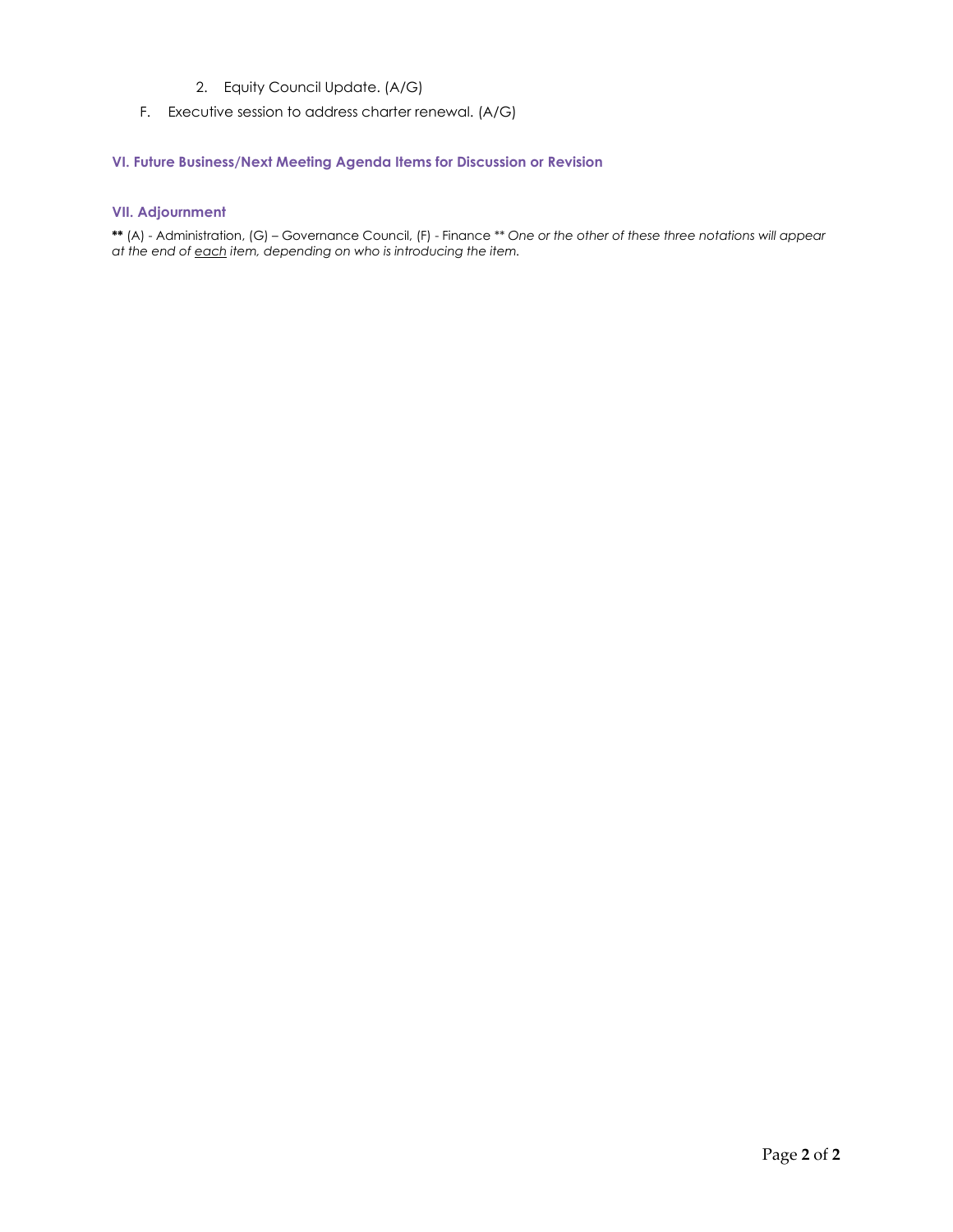2. Equity Council Update. (A/G)

F. Executive session to address charter renewal. (A/G)

### VI. Future Business/Next Meeting Agenda Items for Discussion or Revision

### VII. Adjournment

**\*\*** (A) - Administration, (G) – Governance Council, (F) - Finance ** *One or the other of these three notations will appear at the end of <u>each</u> item, depending on who is introducing the item.*